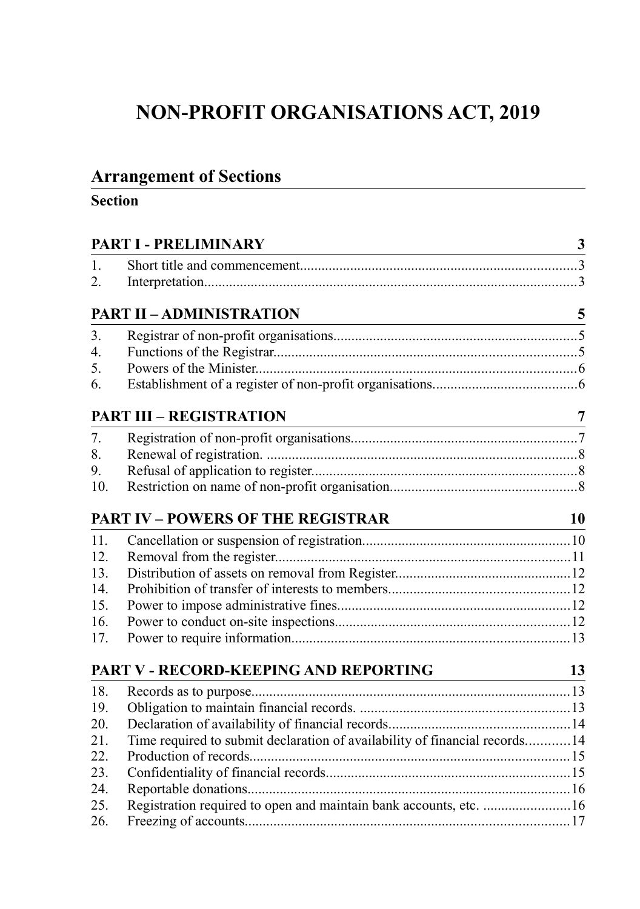# NON-PROFIT ORGANISATIONS ACT, 2019

## Arrangement of Sections

**Section**

| | | |
|---|---|---|
| **PART I - PRELIMINARY** | | **3** |
| 1. | Short title and commencement | 3 |
| 2. | Interpretation | 3 |
| **PART II – ADMINISTRATION** | | **5** |
| 3. | Registrar of non-profit organisations | 5 |
| 4. | Functions of the Registrar | 5 |
| 5. | Powers of the Minister | 6 |
| 6. | Establishment of a register of non-profit organisations | 6 |
| **PART III – REGISTRATION** | | **7** |
| 7. | Registration of non-profit organisations | 7 |
| 8. | Renewal of registration. | 8 |
| 9. | Refusal of application to register | 8 |
| 10. | Restriction on name of non-profit organisation | 8 |
| **PART IV – POWERS OF THE REGISTRAR** | | **10** |
| 11. | Cancellation or suspension of registration | 10 |
| 12. | Removal from the register | 11 |
| 13. | Distribution of assets on removal from Register | 12 |
| 14. | Prohibition of transfer of interests to members | 12 |
| 15. | Power to impose administrative fines | 12 |
| 16. | Power to conduct on-site inspections | 12 |
| 17. | Power to require information | 13 |
| **PART V - RECORD-KEEPING AND REPORTING** | | **13** |
| 18. | Records as to purpose | 13 |
| 19. | Obligation to maintain financial records. | 13 |
| 20. | Declaration of availability of financial records | 14 |
| 21. | Time required to submit declaration of availability of financial records | 14 |
| 22. | Production of records | 15 |
| 23. | Confidentiality of financial records | 15 |
| 24. | Reportable donations | 16 |
| 25. | Registration required to open and maintain bank accounts, etc. | 16 |
| 26. | Freezing of accounts | 17 |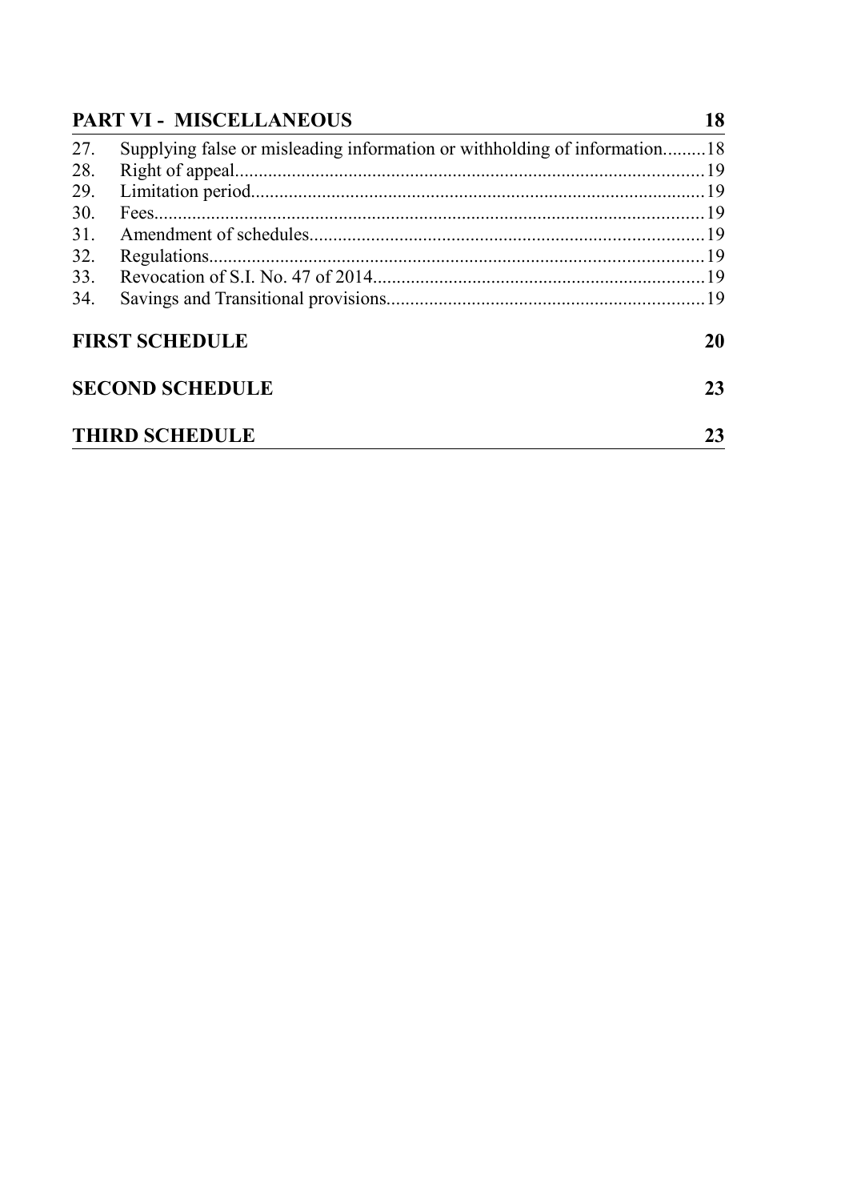**PART VI - MISCELLANEOUS** 18

27. Supplying false or misleading information or withholding of information.........18
28. Right of appeal......................................................................................................19
29. Limitation period..................................................................................................19
30. Fees.......................................................................................................................19
31. Amendment of schedules......................................................................................19
32. Regulations............................................................................................................19
33. Revocation of S.I. No. 47 of 2014........................................................................19
34. Savings and Transitional provisions.....................................................................19

**FIRST SCHEDULE** 20

**SECOND SCHEDULE** 23

**THIRD SCHEDULE** 23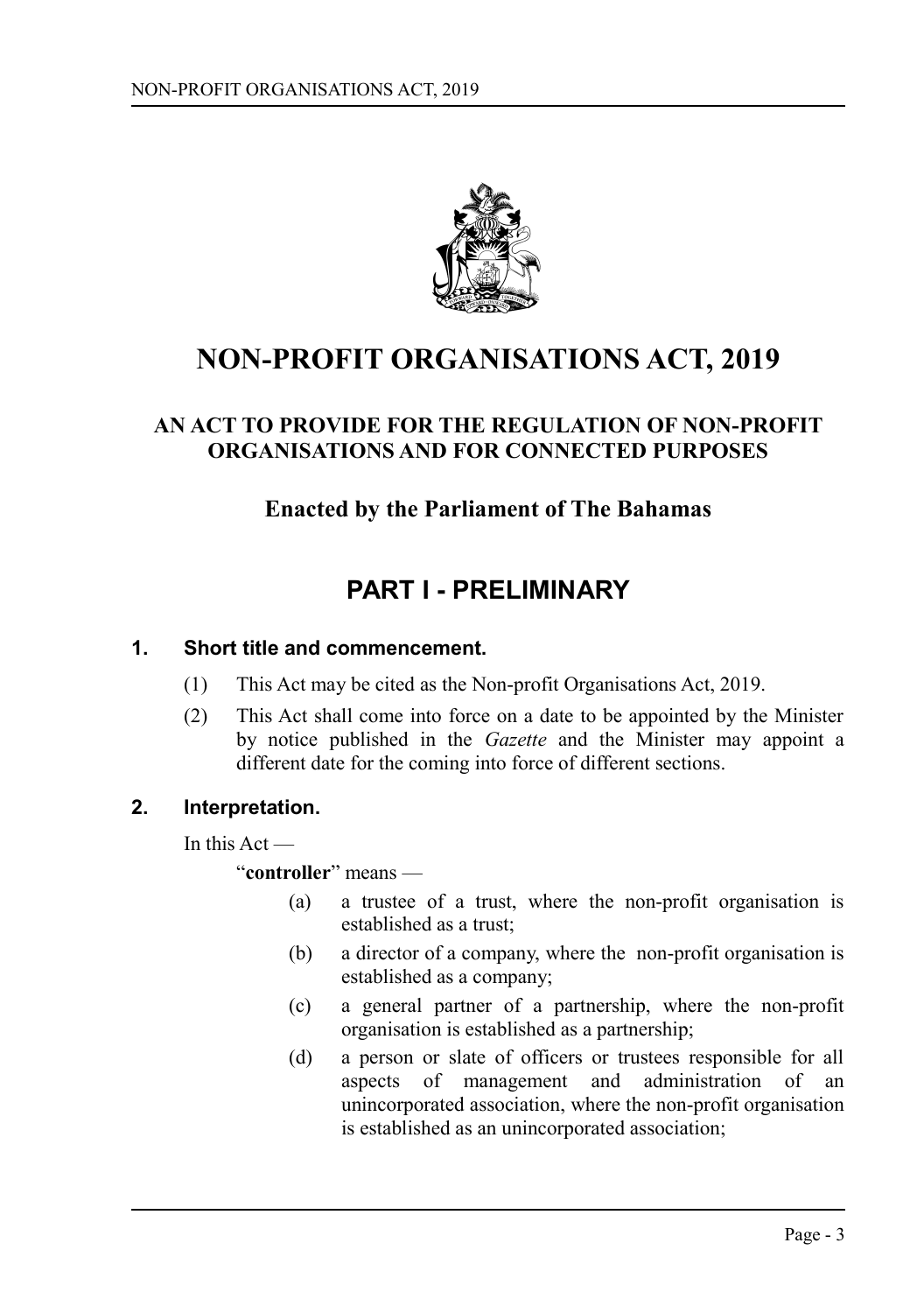# NON-PROFIT ORGANISATIONS ACT, 2019

## AN ACT TO PROVIDE FOR THE REGULATION OF NON-PROFIT ORGANISATIONS AND FOR CONNECTED PURPOSES

### Enacted by the Parliament of The Bahamas

## PART I - PRELIMINARY

### 1. Short title and commencement.

(1) This Act may be cited as the Non-profit Organisations Act, 2019.

(2) This Act shall come into force on a date to be appointed by the Minister by notice published in the *Gazette* and the Minister may appoint a different date for the coming into force of different sections.

### 2. Interpretation.

In this Act —

"**controller**" means —

(a) a trustee of a trust, where the non-profit organisation is established as a trust;

(b) a director of a company, where the non-profit organisation is established as a company;

(c) a general partner of a partnership, where the non-profit organisation is established as a partnership;

(d) a person or slate of officers or trustees responsible for all aspects of management and administration of an unincorporated association, where the non-profit organisation is established as an unincorporated association;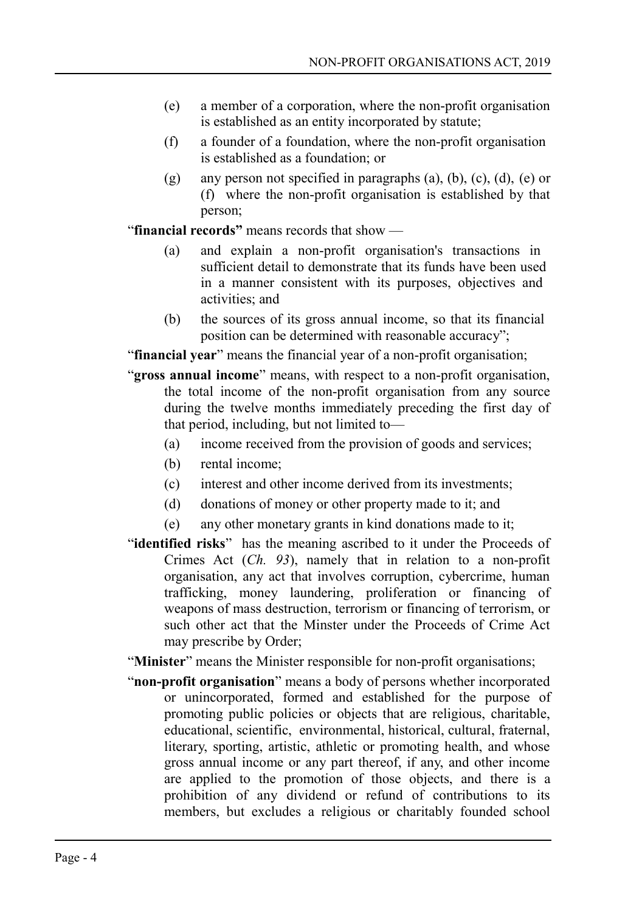(e) a member of a corporation, where the non-profit organisation is established as an entity incorporated by statute;

(f) a founder of a foundation, where the non-profit organisation is established as a foundation; or

(g) any person not specified in paragraphs (a), (b), (c), (d), (e) or (f) where the non-profit organisation is established by that person;

"**financial records"** means records that show —

(a) and explain a non-profit organisation's transactions in sufficient detail to demonstrate that its funds have been used in a manner consistent with its purposes, objectives and activities; and

(b) the sources of its gross annual income, so that its financial position can be determined with reasonable accuracy";

"**financial year**" means the financial year of a non-profit organisation;

"**gross annual income**" means, with respect to a non-profit organisation, the total income of the non-profit organisation from any source during the twelve months immediately preceding the first day of that period, including, but not limited to—

(a) income received from the provision of goods and services;

(b) rental income;

(c) interest and other income derived from its investments;

(d) donations of money or other property made to it; and

(e) any other monetary grants in kind donations made to it;

"**identified risks**" has the meaning ascribed to it under the Proceeds of Crimes Act (*Ch. 93*), namely that in relation to a non-profit organisation, any act that involves corruption, cybercrime, human trafficking, money laundering, proliferation or financing of weapons of mass destruction, terrorism or financing of terrorism, or such other act that the Minster under the Proceeds of Crime Act may prescribe by Order;

"**Minister**" means the Minister responsible for non-profit organisations;

"**non-profit organisation**" means a body of persons whether incorporated or unincorporated, formed and established for the purpose of promoting public policies or objects that are religious, charitable, educational, scientific, environmental, historical, cultural, fraternal, literary, sporting, artistic, athletic or promoting health, and whose gross annual income or any part thereof, if any, and other income are applied to the promotion of those objects, and there is a prohibition of any dividend or refund of contributions to its members, but excludes a religious or charitably founded school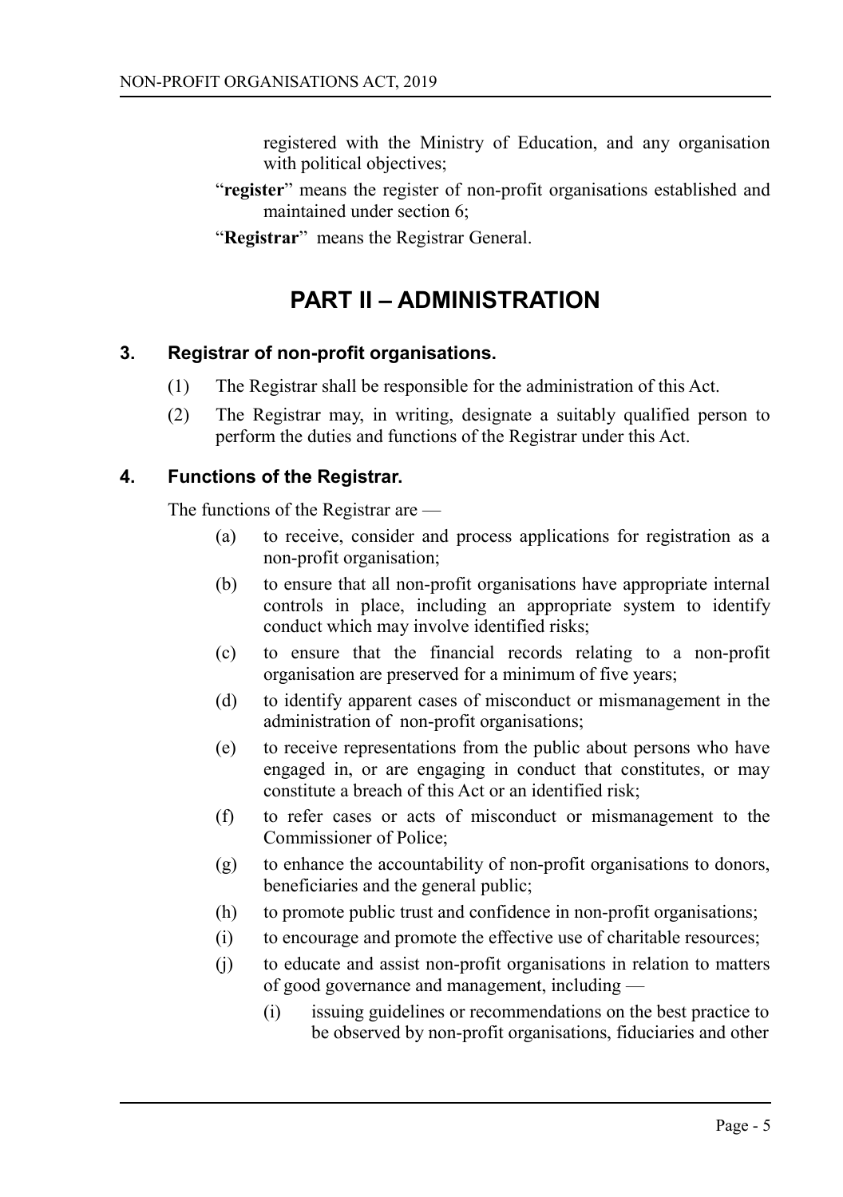registered with the Ministry of Education, and any organisation with political objectives;

"**register**" means the register of non-profit organisations established and maintained under section 6;

"**Registrar**" means the Registrar General.

# PART II – ADMINISTRATION

### 3. Registrar of non-profit organisations.

(1) The Registrar shall be responsible for the administration of this Act.

(2) The Registrar may, in writing, designate a suitably qualified person to perform the duties and functions of the Registrar under this Act.

### 4. Functions of the Registrar.

The functions of the Registrar are —

(a) to receive, consider and process applications for registration as a non-profit organisation;

(b) to ensure that all non-profit organisations have appropriate internal controls in place, including an appropriate system to identify conduct which may involve identified risks;

(c) to ensure that the financial records relating to a non-profit organisation are preserved for a minimum of five years;

(d) to identify apparent cases of misconduct or mismanagement in the administration of non-profit organisations;

(e) to receive representations from the public about persons who have engaged in, or are engaging in conduct that constitutes, or may constitute a breach of this Act or an identified risk;

(f) to refer cases or acts of misconduct or mismanagement to the Commissioner of Police;

(g) to enhance the accountability of non-profit organisations to donors, beneficiaries and the general public;

(h) to promote public trust and confidence in non-profit organisations;

(i) to encourage and promote the effective use of charitable resources;

(j) to educate and assist non-profit organisations in relation to matters of good governance and management, including —

(i) issuing guidelines or recommendations on the best practice to be observed by non-profit organisations, fiduciaries and other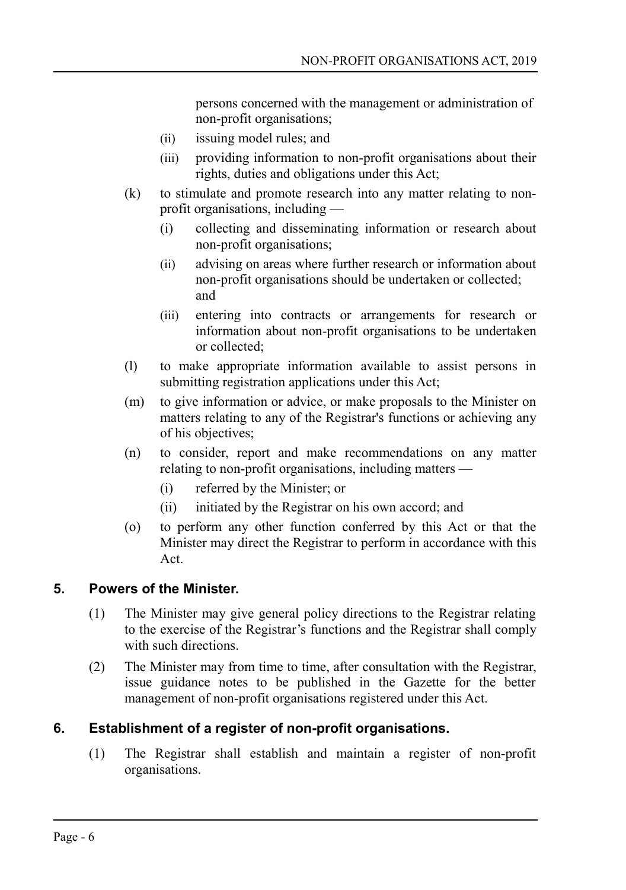persons concerned with the management or administration of non-profit organisations;

- (ii) issuing model rules; and
- (iii) providing information to non-profit organisations about their rights, duties and obligations under this Act;

(k) to stimulate and promote research into any matter relating to non-profit organisations, including —

- (i) collecting and disseminating information or research about non-profit organisations;
- (ii) advising on areas where further research or information about non-profit organisations should be undertaken or collected; and
- (iii) entering into contracts or arrangements for research or information about non-profit organisations to be undertaken or collected;

(l) to make appropriate information available to assist persons in submitting registration applications under this Act;

(m) to give information or advice, or make proposals to the Minister on matters relating to any of the Registrar's functions or achieving any of his objectives;

(n) to consider, report and make recommendations on any matter relating to non-profit organisations, including matters —

- (i) referred by the Minister; or
- (ii) initiated by the Registrar on his own accord; and

(o) to perform any other function conferred by this Act or that the Minister may direct the Registrar to perform in accordance with this Act.

## 5. Powers of the Minister.

(1) The Minister may give general policy directions to the Registrar relating to the exercise of the Registrar's functions and the Registrar shall comply with such directions.

(2) The Minister may from time to time, after consultation with the Registrar, issue guidance notes to be published in the Gazette for the better management of non-profit organisations registered under this Act.

## 6. Establishment of a register of non-profit organisations.

(1) The Registrar shall establish and maintain a register of non-profit organisations.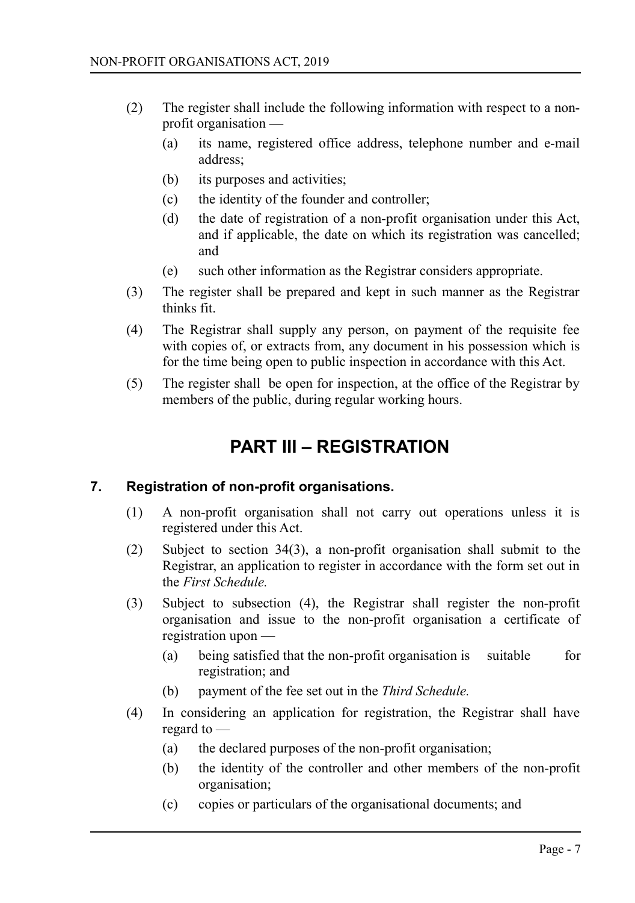(2) The register shall include the following information with respect to a non-profit organisation —

(a) its name, registered office address, telephone number and e-mail address;

(b) its purposes and activities;

(c) the identity of the founder and controller;

(d) the date of registration of a non-profit organisation under this Act, and if applicable, the date on which its registration was cancelled; and

(e) such other information as the Registrar considers appropriate.

(3) The register shall be prepared and kept in such manner as the Registrar thinks fit.

(4) The Registrar shall supply any person, on payment of the requisite fee with copies of, or extracts from, any document in his possession which is for the time being open to public inspection in accordance with this Act.

(5) The register shall be open for inspection, at the office of the Registrar by members of the public, during regular working hours.

# PART III – REGISTRATION

## 7. Registration of non-profit organisations.

(1) A non-profit organisation shall not carry out operations unless it is registered under this Act.

(2) Subject to section 34(3), a non-profit organisation shall submit to the Registrar, an application to register in accordance with the form set out in the *First Schedule.*

(3) Subject to subsection (4), the Registrar shall register the non-profit organisation and issue to the non-profit organisation a certificate of registration upon —

(a) being satisfied that the non-profit organisation is suitable for registration; and

(b) payment of the fee set out in the *Third Schedule.*

(4) In considering an application for registration, the Registrar shall have regard to —

(a) the declared purposes of the non-profit organisation;

(b) the identity of the controller and other members of the non-profit organisation;

(c) copies or particulars of the organisational documents; and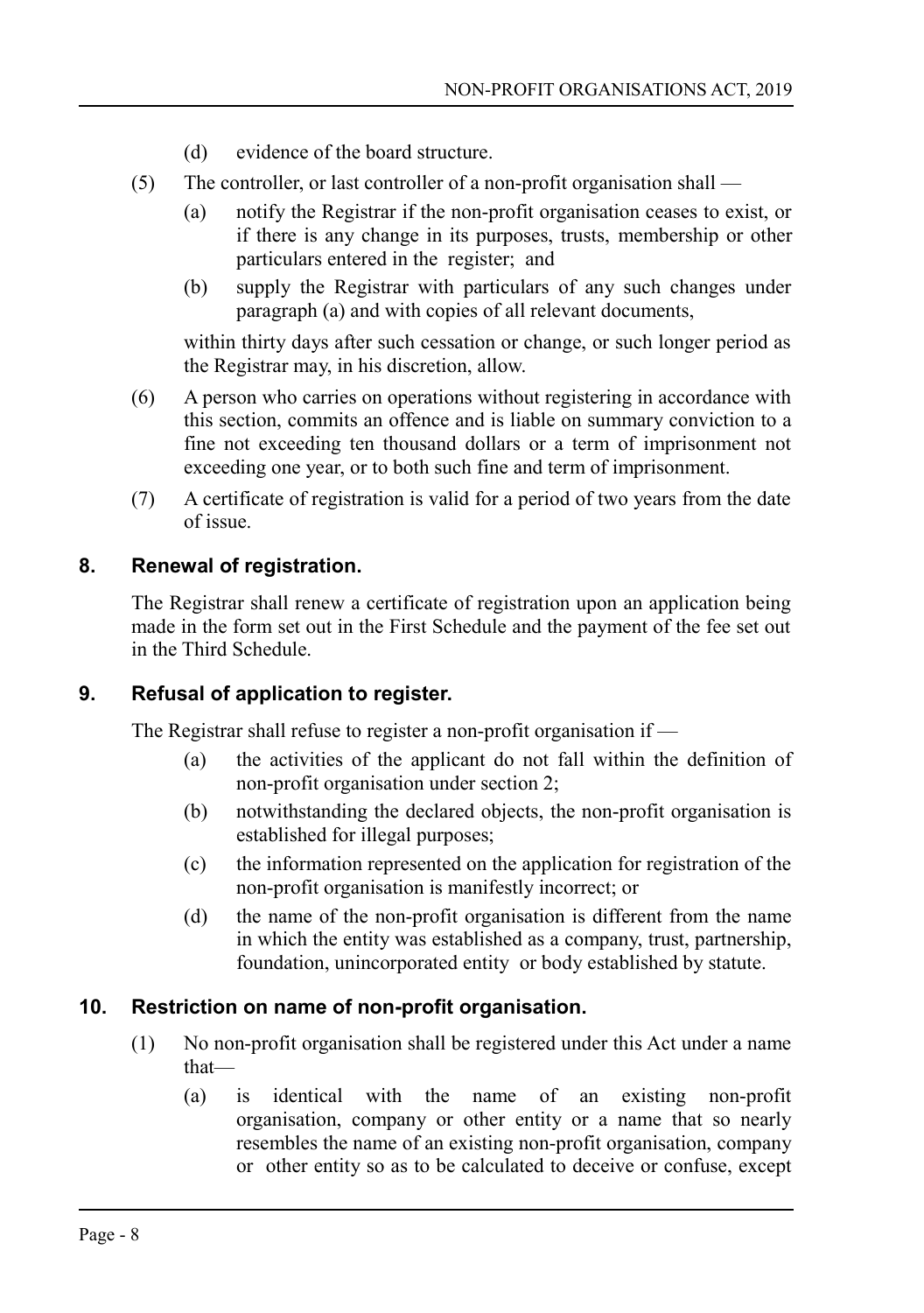(d) evidence of the board structure.

(5) The controller, or last controller of a non-profit organisation shall —

(a) notify the Registrar if the non-profit organisation ceases to exist, or if there is any change in its purposes, trusts, membership or other particulars entered in the register; and

(b) supply the Registrar with particulars of any such changes under paragraph (a) and with copies of all relevant documents,

within thirty days after such cessation or change, or such longer period as the Registrar may, in his discretion, allow.

(6) A person who carries on operations without registering in accordance with this section, commits an offence and is liable on summary conviction to a fine not exceeding ten thousand dollars or a term of imprisonment not exceeding one year, or to both such fine and term of imprisonment.

(7) A certificate of registration is valid for a period of two years from the date of issue.

## 8. Renewal of registration.

The Registrar shall renew a certificate of registration upon an application being made in the form set out in the First Schedule and the payment of the fee set out in the Third Schedule.

## 9. Refusal of application to register.

The Registrar shall refuse to register a non-profit organisation if —

(a) the activities of the applicant do not fall within the definition of non-profit organisation under section 2;

(b) notwithstanding the declared objects, the non-profit organisation is established for illegal purposes;

(c) the information represented on the application for registration of the non-profit organisation is manifestly incorrect; or

(d) the name of the non-profit organisation is different from the name in which the entity was established as a company, trust, partnership, foundation, unincorporated entity or body established by statute.

## 10. Restriction on name of non-profit organisation.

(1) No non-profit organisation shall be registered under this Act under a name that—

(a) is identical with the name of an existing non-profit organisation, company or other entity or a name that so nearly resembles the name of an existing non-profit organisation, company or other entity so as to be calculated to deceive or confuse, except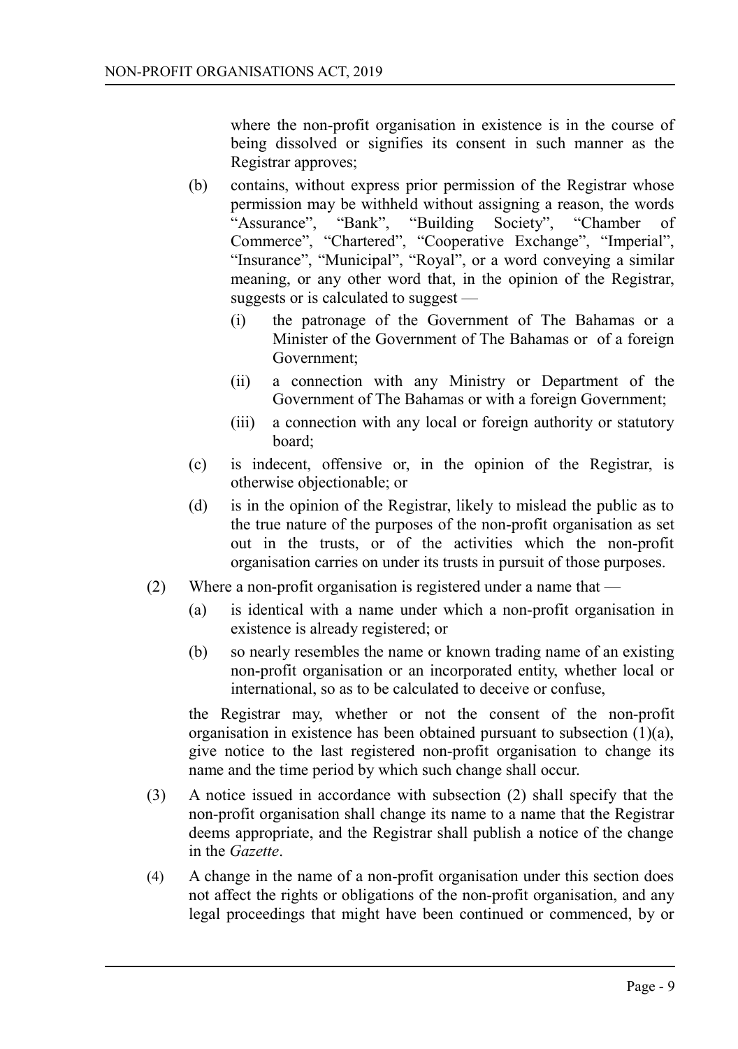where the non-profit organisation in existence is in the course of being dissolved or signifies its consent in such manner as the Registrar approves;

(b) contains, without express prior permission of the Registrar whose permission may be withheld without assigning a reason, the words "Assurance", "Bank", "Building Society", "Chamber of Commerce", "Chartered", "Cooperative Exchange", "Imperial", "Insurance", "Municipal", "Royal", or a word conveying a similar meaning, or any other word that, in the opinion of the Registrar, suggests or is calculated to suggest —

(i) the patronage of the Government of The Bahamas or a Minister of the Government of The Bahamas or of a foreign Government;

(ii) a connection with any Ministry or Department of the Government of The Bahamas or with a foreign Government;

(iii) a connection with any local or foreign authority or statutory board;

(c) is indecent, offensive or, in the opinion of the Registrar, is otherwise objectionable; or

(d) is in the opinion of the Registrar, likely to mislead the public as to the true nature of the purposes of the non-profit organisation as set out in the trusts, or of the activities which the non-profit organisation carries on under its trusts in pursuit of those purposes.

(2) Where a non-profit organisation is registered under a name that —

(a) is identical with a name under which a non-profit organisation in existence is already registered; or

(b) so nearly resembles the name or known trading name of an existing non-profit organisation or an incorporated entity, whether local or international, so as to be calculated to deceive or confuse,

the Registrar may, whether or not the consent of the non-profit organisation in existence has been obtained pursuant to subsection (1)(a), give notice to the last registered non-profit organisation to change its name and the time period by which such change shall occur.

(3) A notice issued in accordance with subsection (2) shall specify that the non-profit organisation shall change its name to a name that the Registrar deems appropriate, and the Registrar shall publish a notice of the change in the *Gazette*.

(4) A change in the name of a non-profit organisation under this section does not affect the rights or obligations of the non-profit organisation, and any legal proceedings that might have been continued or commenced, by or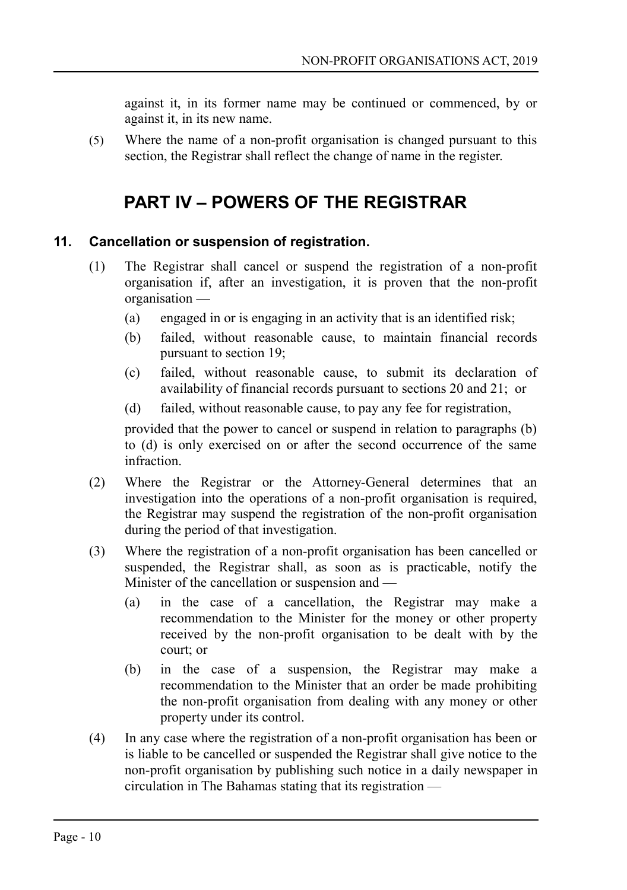against it, in its former name may be continued or commenced, by or against it, in its new name.

(5) Where the name of a non-profit organisation is changed pursuant to this section, the Registrar shall reflect the change of name in the register.

# PART IV – POWERS OF THE REGISTRAR

### 11. Cancellation or suspension of registration.

(1) The Registrar shall cancel or suspend the registration of a non-profit organisation if, after an investigation, it is proven that the non-profit organisation —

(a) engaged in or is engaging in an activity that is an identified risk;

(b) failed, without reasonable cause, to maintain financial records pursuant to section 19;

(c) failed, without reasonable cause, to submit its declaration of availability of financial records pursuant to sections 20 and 21; or

(d) failed, without reasonable cause, to pay any fee for registration,

provided that the power to cancel or suspend in relation to paragraphs (b) to (d) is only exercised on or after the second occurrence of the same infraction.

(2) Where the Registrar or the Attorney-General determines that an investigation into the operations of a non-profit organisation is required, the Registrar may suspend the registration of the non-profit organisation during the period of that investigation.

(3) Where the registration of a non-profit organisation has been cancelled or suspended, the Registrar shall, as soon as is practicable, notify the Minister of the cancellation or suspension and —

(a) in the case of a cancellation, the Registrar may make a recommendation to the Minister for the money or other property received by the non-profit organisation to be dealt with by the court; or

(b) in the case of a suspension, the Registrar may make a recommendation to the Minister that an order be made prohibiting the non-profit organisation from dealing with any money or other property under its control.

(4) In any case where the registration of a non-profit organisation has been or is liable to be cancelled or suspended the Registrar shall give notice to the non-profit organisation by publishing such notice in a daily newspaper in circulation in The Bahamas stating that its registration —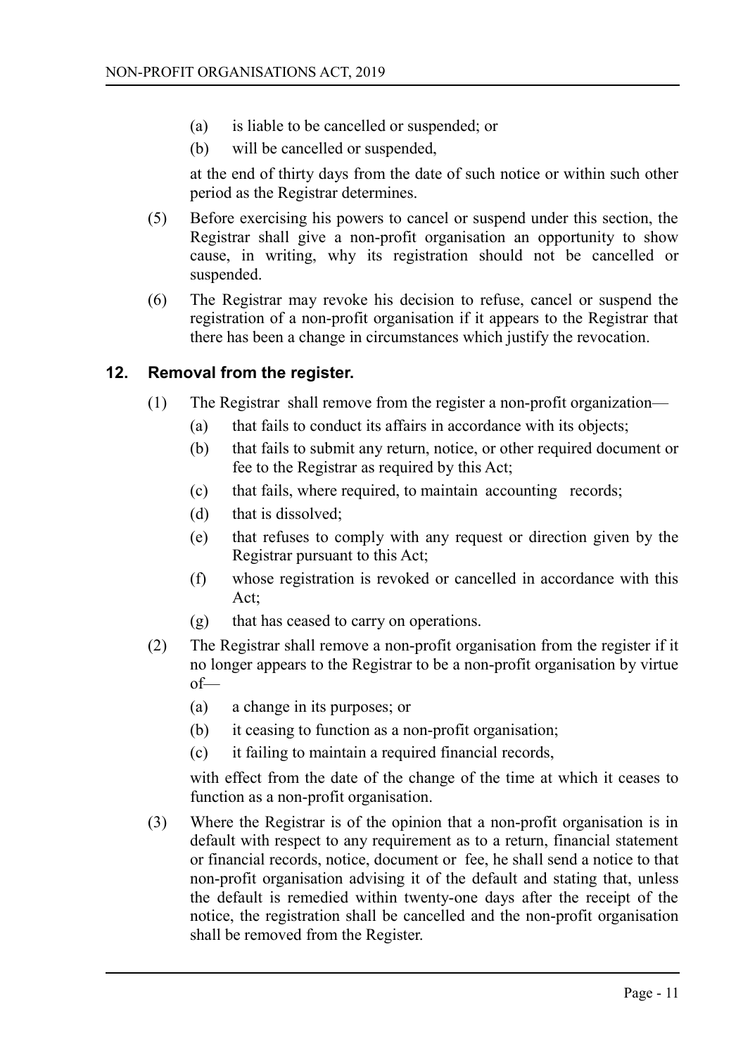(a) is liable to be cancelled or suspended; or

(b) will be cancelled or suspended,

at the end of thirty days from the date of such notice or within such other period as the Registrar determines.

(5) Before exercising his powers to cancel or suspend under this section, the Registrar shall give a non-profit organisation an opportunity to show cause, in writing, why its registration should not be cancelled or suspended.

(6) The Registrar may revoke his decision to refuse, cancel or suspend the registration of a non-profit organisation if it appears to the Registrar that there has been a change in circumstances which justify the revocation.

## 12. Removal from the register.

(1) The Registrar shall remove from the register a non-profit organization—

(a) that fails to conduct its affairs in accordance with its objects;

(b) that fails to submit any return, notice, or other required document or fee to the Registrar as required by this Act;

(c) that fails, where required, to maintain accounting records;

(d) that is dissolved;

(e) that refuses to comply with any request or direction given by the Registrar pursuant to this Act;

(f) whose registration is revoked or cancelled in accordance with this Act;

(g) that has ceased to carry on operations.

(2) The Registrar shall remove a non-profit organisation from the register if it no longer appears to the Registrar to be a non-profit organisation by virtue of—

(a) a change in its purposes; or

(b) it ceasing to function as a non-profit organisation;

(c) it failing to maintain a required financial records,

with effect from the date of the change of the time at which it ceases to function as a non-profit organisation.

(3) Where the Registrar is of the opinion that a non-profit organisation is in default with respect to any requirement as to a return, financial statement or financial records, notice, document or fee, he shall send a notice to that non-profit organisation advising it of the default and stating that, unless the default is remedied within twenty-one days after the receipt of the notice, the registration shall be cancelled and the non-profit organisation shall be removed from the Register.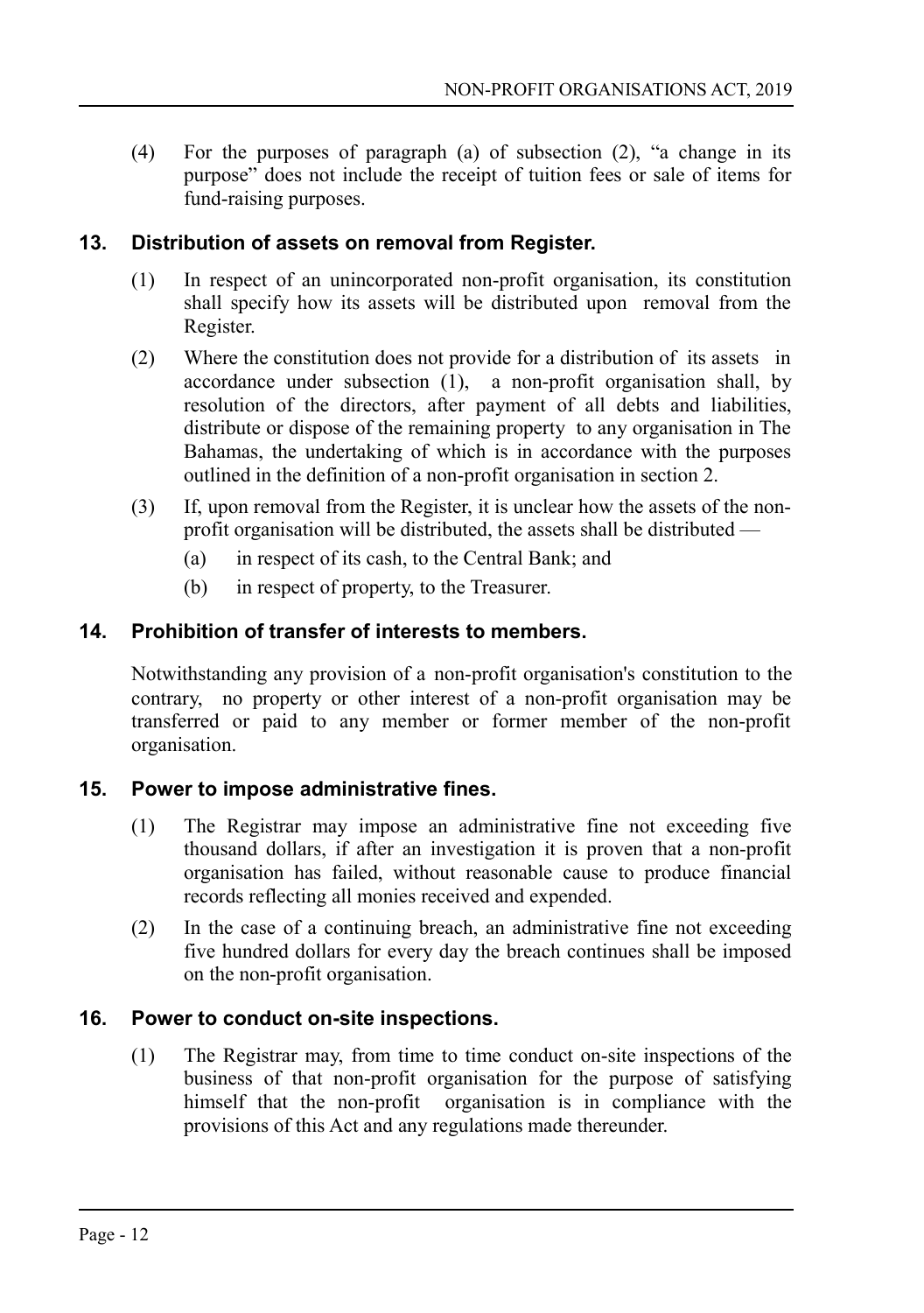(4) For the purposes of paragraph (a) of subsection (2), "a change in its purpose" does not include the receipt of tuition fees or sale of items for fund-raising purposes.

### 13. Distribution of assets on removal from Register.

(1) In respect of an unincorporated non-profit organisation, its constitution shall specify how its assets will be distributed upon removal from the Register.

(2) Where the constitution does not provide for a distribution of its assets in accordance under subsection (1), a non-profit organisation shall, by resolution of the directors, after payment of all debts and liabilities, distribute or dispose of the remaining property to any organisation in The Bahamas, the undertaking of which is in accordance with the purposes outlined in the definition of a non-profit organisation in section 2.

(3) If, upon removal from the Register, it is unclear how the assets of the non-profit organisation will be distributed, the assets shall be distributed —

- (a) in respect of its cash, to the Central Bank; and
- (b) in respect of property, to the Treasurer.

### 14. Prohibition of transfer of interests to members.

Notwithstanding any provision of a non-profit organisation's constitution to the contrary, no property or other interest of a non-profit organisation may be transferred or paid to any member or former member of the non-profit organisation.

### 15. Power to impose administrative fines.

(1) The Registrar may impose an administrative fine not exceeding five thousand dollars, if after an investigation it is proven that a non-profit organisation has failed, without reasonable cause to produce financial records reflecting all monies received and expended.

(2) In the case of a continuing breach, an administrative fine not exceeding five hundred dollars for every day the breach continues shall be imposed on the non-profit organisation.

### 16. Power to conduct on-site inspections.

(1) The Registrar may, from time to time conduct on-site inspections of the business of that non-profit organisation for the purpose of satisfying himself that the non-profit organisation is in compliance with the provisions of this Act and any regulations made thereunder.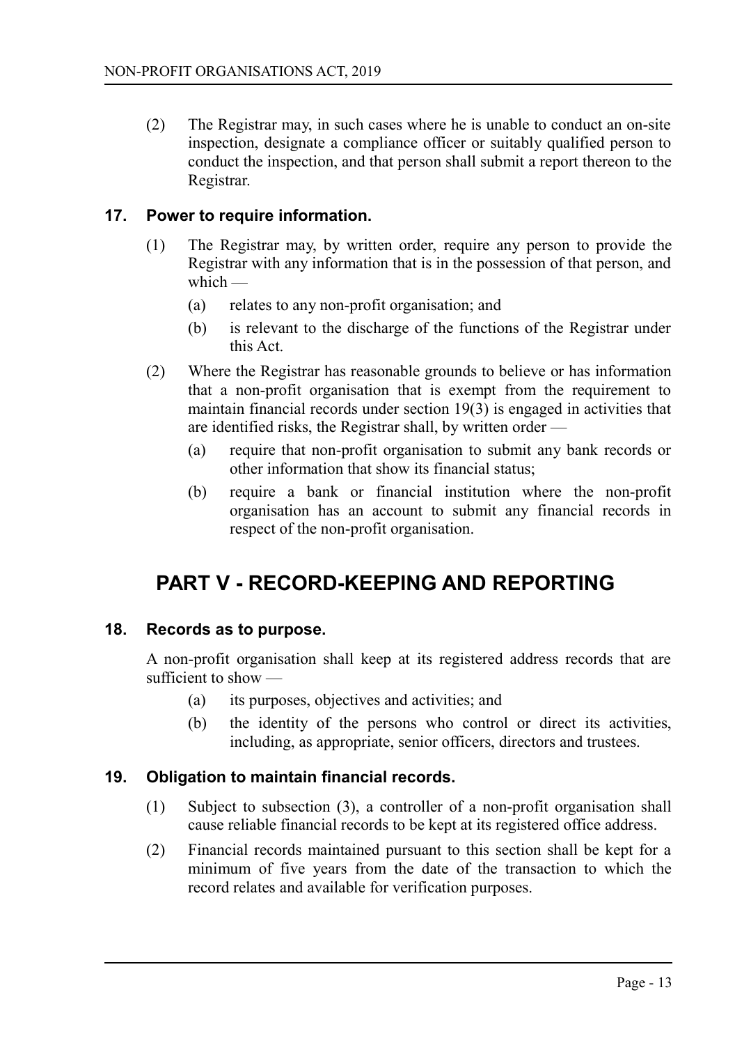(2) The Registrar may, in such cases where he is unable to conduct an on-site inspection, designate a compliance officer or suitably qualified person to conduct the inspection, and that person shall submit a report thereon to the Registrar.

### 17. Power to require information.

(1) The Registrar may, by written order, require any person to provide the Registrar with any information that is in the possession of that person, and which —

- (a) relates to any non-profit organisation; and
- (b) is relevant to the discharge of the functions of the Registrar under this Act.

(2) Where the Registrar has reasonable grounds to believe or has information that a non-profit organisation that is exempt from the requirement to maintain financial records under section 19(3) is engaged in activities that are identified risks, the Registrar shall, by written order —

- (a) require that non-profit organisation to submit any bank records or other information that show its financial status;
- (b) require a bank or financial institution where the non-profit organisation has an account to submit any financial records in respect of the non-profit organisation.

## PART V - RECORD-KEEPING AND REPORTING

### 18. Records as to purpose.

A non-profit organisation shall keep at its registered address records that are sufficient to show —

- (a) its purposes, objectives and activities; and
- (b) the identity of the persons who control or direct its activities, including, as appropriate, senior officers, directors and trustees.

### 19. Obligation to maintain financial records.

(1) Subject to subsection (3), a controller of a non-profit organisation shall cause reliable financial records to be kept at its registered office address.

(2) Financial records maintained pursuant to this section shall be kept for a minimum of five years from the date of the transaction to which the record relates and available for verification purposes.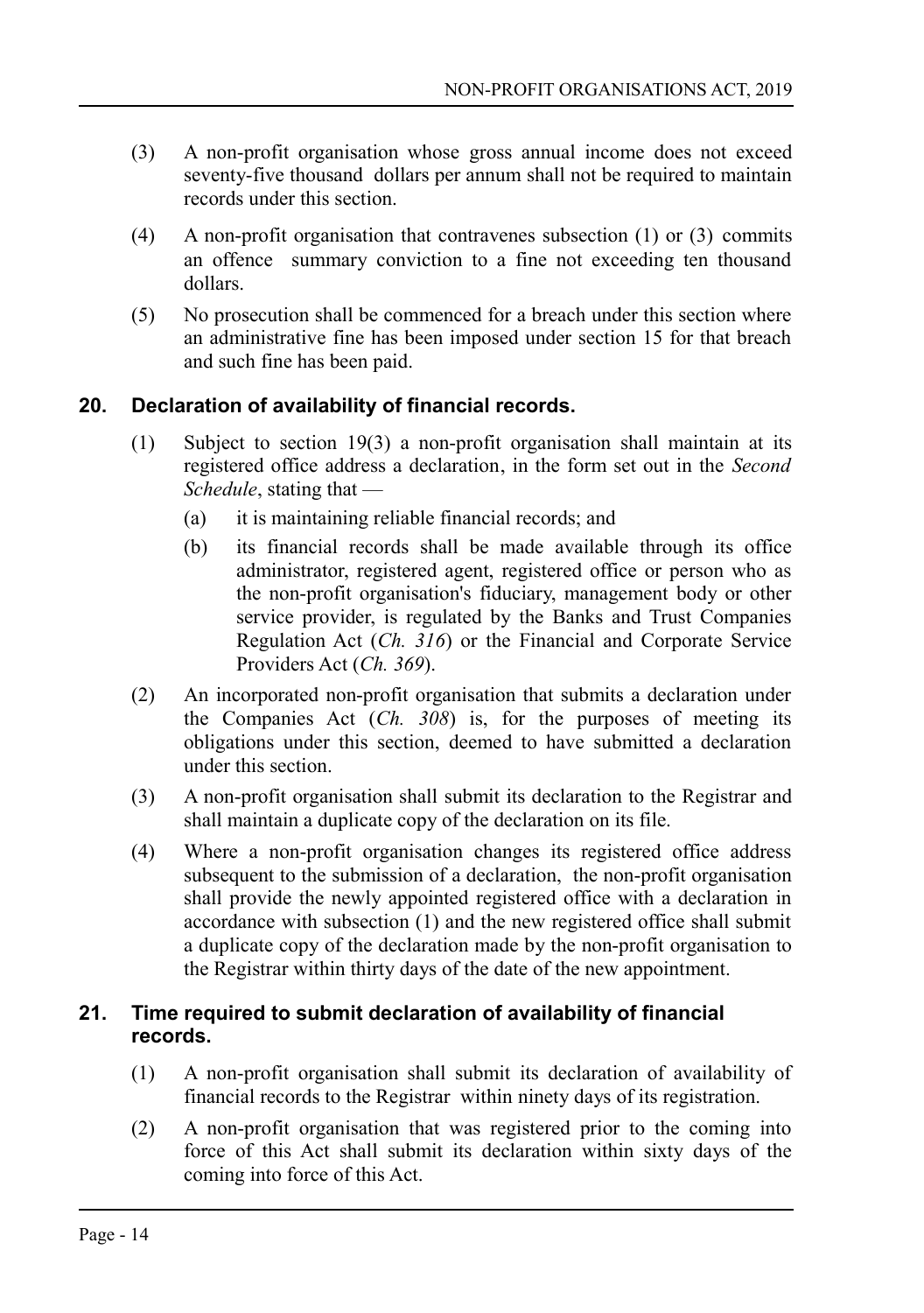(3) A non-profit organisation whose gross annual income does not exceed seventy-five thousand dollars per annum shall not be required to maintain records under this section.

(4) A non-profit organisation that contravenes subsection (1) or (3) commits an offence summary conviction to a fine not exceeding ten thousand dollars.

(5) No prosecution shall be commenced for a breach under this section where an administrative fine has been imposed under section 15 for that breach and such fine has been paid.

## 20. Declaration of availability of financial records.

(1) Subject to section 19(3) a non-profit organisation shall maintain at its registered office address a declaration, in the form set out in the *Second Schedule*, stating that —

- (a) it is maintaining reliable financial records; and
- (b) its financial records shall be made available through its office administrator, registered agent, registered office or person who as the non-profit organisation's fiduciary, management body or other service provider, is regulated by the Banks and Trust Companies Regulation Act (*Ch. 316*) or the Financial and Corporate Service Providers Act (*Ch. 369*).

(2) An incorporated non-profit organisation that submits a declaration under the Companies Act (*Ch. 308*) is, for the purposes of meeting its obligations under this section, deemed to have submitted a declaration under this section.

(3) A non-profit organisation shall submit its declaration to the Registrar and shall maintain a duplicate copy of the declaration on its file.

(4) Where a non-profit organisation changes its registered office address subsequent to the submission of a declaration, the non-profit organisation shall provide the newly appointed registered office with a declaration in accordance with subsection (1) and the new registered office shall submit a duplicate copy of the declaration made by the non-profit organisation to the Registrar within thirty days of the date of the new appointment.

## 21. Time required to submit declaration of availability of financial records.

(1) A non-profit organisation shall submit its declaration of availability of financial records to the Registrar within ninety days of its registration.

(2) A non-profit organisation that was registered prior to the coming into force of this Act shall submit its declaration within sixty days of the coming into force of this Act.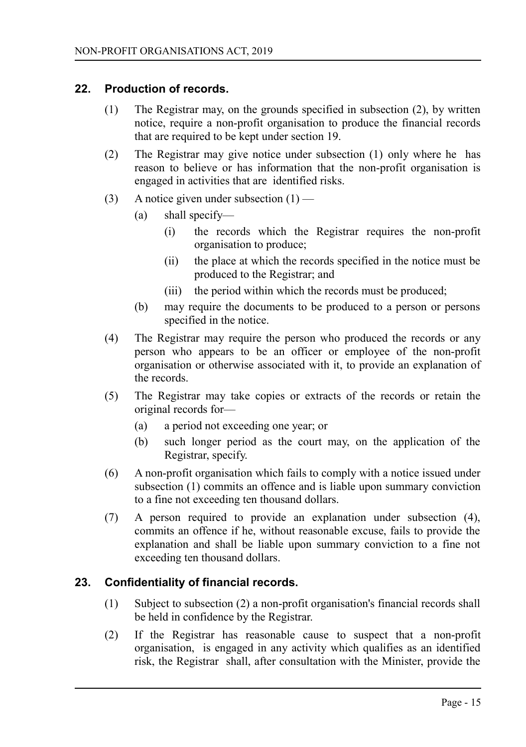## 22. Production of records.

(1) The Registrar may, on the grounds specified in subsection (2), by written notice, require a non-profit organisation to produce the financial records that are required to be kept under section 19.

(2) The Registrar may give notice under subsection (1) only where he has reason to believe or has information that the non-profit organisation is engaged in activities that are identified risks.

(3) A notice given under subsection (1) —

- (a) shall specify—
  - (i) the records which the Registrar requires the non-profit organisation to produce;
  - (ii) the place at which the records specified in the notice must be produced to the Registrar; and
  - (iii) the period within which the records must be produced;
- (b) may require the documents to be produced to a person or persons specified in the notice.

(4) The Registrar may require the person who produced the records or any person who appears to be an officer or employee of the non-profit organisation or otherwise associated with it, to provide an explanation of the records.

(5) The Registrar may take copies or extracts of the records or retain the original records for—

- (a) a period not exceeding one year; or
- (b) such longer period as the court may, on the application of the Registrar, specify.

(6) A non-profit organisation which fails to comply with a notice issued under subsection (1) commits an offence and is liable upon summary conviction to a fine not exceeding ten thousand dollars.

(7) A person required to provide an explanation under subsection (4), commits an offence if he, without reasonable excuse, fails to provide the explanation and shall be liable upon summary conviction to a fine not exceeding ten thousand dollars.

## 23. Confidentiality of financial records.

(1) Subject to subsection (2) a non-profit organisation's financial records shall be held in confidence by the Registrar.

(2) If the Registrar has reasonable cause to suspect that a non-profit organisation, is engaged in any activity which qualifies as an identified risk, the Registrar shall, after consultation with the Minister, provide the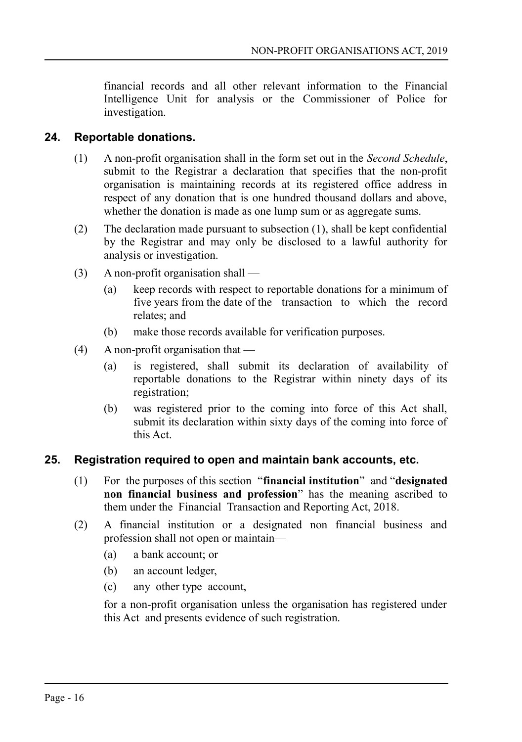financial records and all other relevant information to the Financial Intelligence Unit for analysis or the Commissioner of Police for investigation.

### 24. Reportable donations.

(1) A non-profit organisation shall in the form set out in the *Second Schedule*, submit to the Registrar a declaration that specifies that the non-profit organisation is maintaining records at its registered office address in respect of any donation that is one hundred thousand dollars and above, whether the donation is made as one lump sum or as aggregate sums.

(2) The declaration made pursuant to subsection (1), shall be kept confidential by the Registrar and may only be disclosed to a lawful authority for analysis or investigation.

(3) A non-profit organisation shall —

(a) keep records with respect to reportable donations for a minimum of five years from the date of the transaction to which the record relates; and

(b) make those records available for verification purposes.

(4) A non-profit organisation that —

(a) is registered, shall submit its declaration of availability of reportable donations to the Registrar within ninety days of its registration;

(b) was registered prior to the coming into force of this Act shall, submit its declaration within sixty days of the coming into force of this Act.

### 25. Registration required to open and maintain bank accounts, etc.

(1) For the purposes of this section "**financial institution**" and "**designated non financial business and profession**" has the meaning ascribed to them under the Financial Transaction and Reporting Act, 2018.

(2) A financial institution or a designated non financial business and profession shall not open or maintain—

(a) a bank account; or

(b) an account ledger,

(c) any other type account,

for a non-profit organisation unless the organisation has registered under this Act and presents evidence of such registration.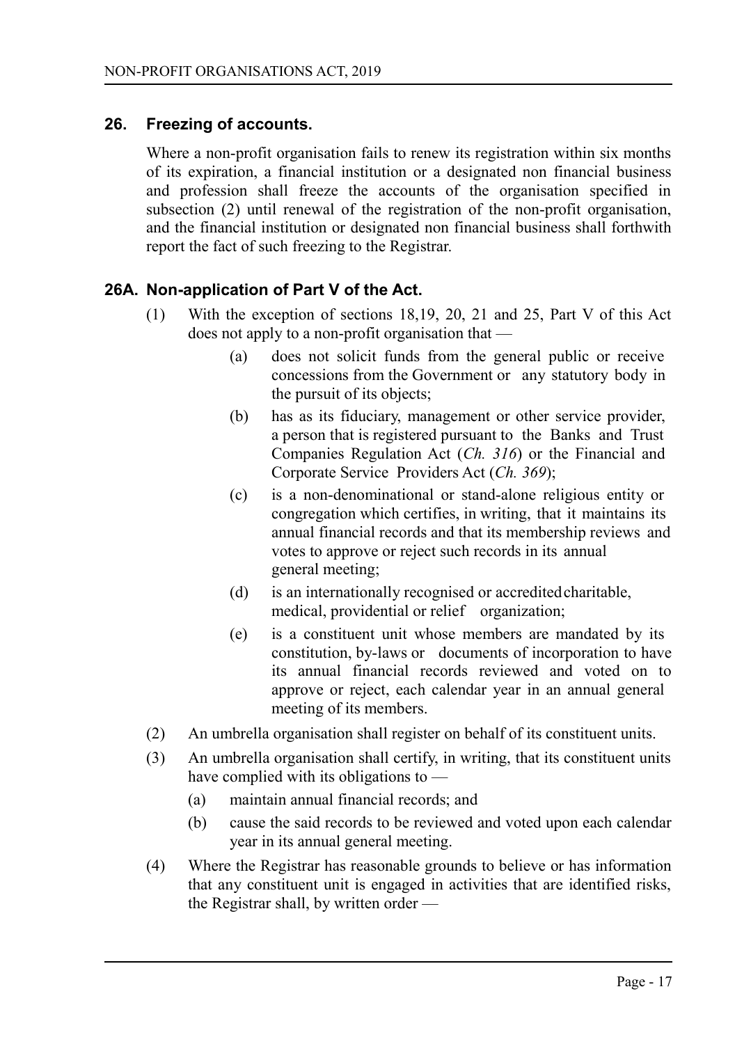## 26. Freezing of accounts.

Where a non-profit organisation fails to renew its registration within six months of its expiration, a financial institution or a designated non financial business and profession shall freeze the accounts of the organisation specified in subsection (2) until renewal of the registration of the non-profit organisation, and the financial institution or designated non financial business shall forthwith report the fact of such freezing to the Registrar.

## 26A. Non-application of Part V of the Act.

(1) With the exception of sections 18,19, 20, 21 and 25, Part V of this Act does not apply to a non-profit organisation that —

- (a) does not solicit funds from the general public or receive concessions from the Government or any statutory body in the pursuit of its objects;
- (b) has as its fiduciary, management or other service provider, a person that is registered pursuant to the Banks and Trust Companies Regulation Act (*Ch. 316*) or the Financial and Corporate Service Providers Act (*Ch. 369*);
- (c) is a non-denominational or stand-alone religious entity or congregation which certifies, in writing, that it maintains its annual financial records and that its membership reviews and votes to approve or reject such records in its annual general meeting;
- (d) is an internationally recognised or accredited charitable, medical, providential or relief organization;
- (e) is a constituent unit whose members are mandated by its constitution, by-laws or documents of incorporation to have its annual financial records reviewed and voted on to approve or reject, each calendar year in an annual general meeting of its members.

(2) An umbrella organisation shall register on behalf of its constituent units.

(3) An umbrella organisation shall certify, in writing, that its constituent units have complied with its obligations to —

- (a) maintain annual financial records; and
- (b) cause the said records to be reviewed and voted upon each calendar year in its annual general meeting.

(4) Where the Registrar has reasonable grounds to believe or has information that any constituent unit is engaged in activities that are identified risks, the Registrar shall, by written order —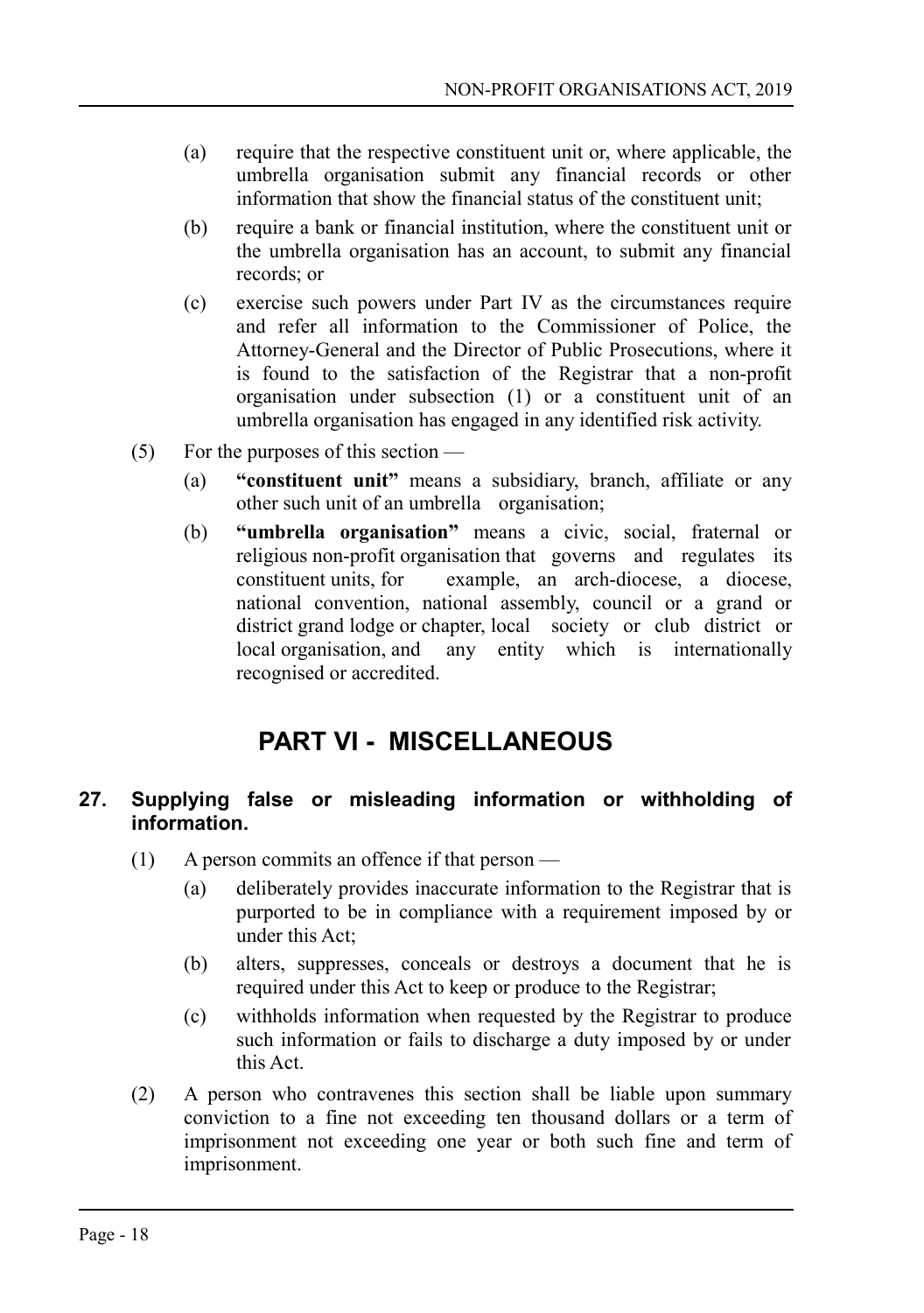(a) require that the respective constituent unit or, where applicable, the umbrella organisation submit any financial records or other information that show the financial status of the constituent unit;

(b) require a bank or financial institution, where the constituent unit or the umbrella organisation has an account, to submit any financial records; or

(c) exercise such powers under Part IV as the circumstances require and refer all information to the Commissioner of Police, the Attorney-General and the Director of Public Prosecutions, where it is found to the satisfaction of the Registrar that a non-profit organisation under subsection (1) or a constituent unit of an umbrella organisation has engaged in any identified risk activity.

(5) For the purposes of this section —

(a) **"constituent unit"** means a subsidiary, branch, affiliate or any other such unit of an umbrella organisation;

(b) **"umbrella organisation"** means a civic, social, fraternal or religious non-profit organisation that governs and regulates its constituent units, for example, an arch-diocese, a diocese, national convention, national assembly, council or a grand or district grand lodge or chapter, local society or club district or local organisation, and any entity which is internationally recognised or accredited.

# PART VI - MISCELLANEOUS

### 27. Supplying false or misleading information or withholding of information.

(1) A person commits an offence if that person —

(a) deliberately provides inaccurate information to the Registrar that is purported to be in compliance with a requirement imposed by or under this Act;

(b) alters, suppresses, conceals or destroys a document that he is required under this Act to keep or produce to the Registrar;

(c) withholds information when requested by the Registrar to produce such information or fails to discharge a duty imposed by or under this Act.

(2) A person who contravenes this section shall be liable upon summary conviction to a fine not exceeding ten thousand dollars or a term of imprisonment not exceeding one year or both such fine and term of imprisonment.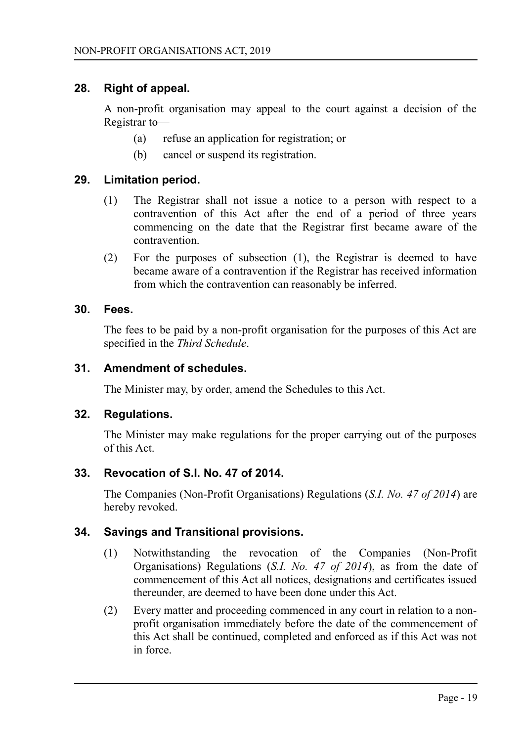## 28. Right of appeal.

A non-profit organisation may appeal to the court against a decision of the Registrar to—

- (a) refuse an application for registration; or
- (b) cancel or suspend its registration.

## 29. Limitation period.

(1) The Registrar shall not issue a notice to a person with respect to a contravention of this Act after the end of a period of three years commencing on the date that the Registrar first became aware of the contravention.

(2) For the purposes of subsection (1), the Registrar is deemed to have became aware of a contravention if the Registrar has received information from which the contravention can reasonably be inferred.

## 30. Fees.

The fees to be paid by a non-profit organisation for the purposes of this Act are specified in the *Third Schedule*.

## 31. Amendment of schedules.

The Minister may, by order, amend the Schedules to this Act.

## 32. Regulations.

The Minister may make regulations for the proper carrying out of the purposes of this Act.

## 33. Revocation of S.I. No. 47 of 2014.

The Companies (Non-Profit Organisations) Regulations (*S.I. No. 47 of 2014*) are hereby revoked.

## 34. Savings and Transitional provisions.

(1) Notwithstanding the revocation of the Companies (Non-Profit Organisations) Regulations (*S.I. No. 47 of 2014*), as from the date of commencement of this Act all notices, designations and certificates issued thereunder, are deemed to have been done under this Act.

(2) Every matter and proceeding commenced in any court in relation to a non-profit organisation immediately before the date of the commencement of this Act shall be continued, completed and enforced as if this Act was not in force.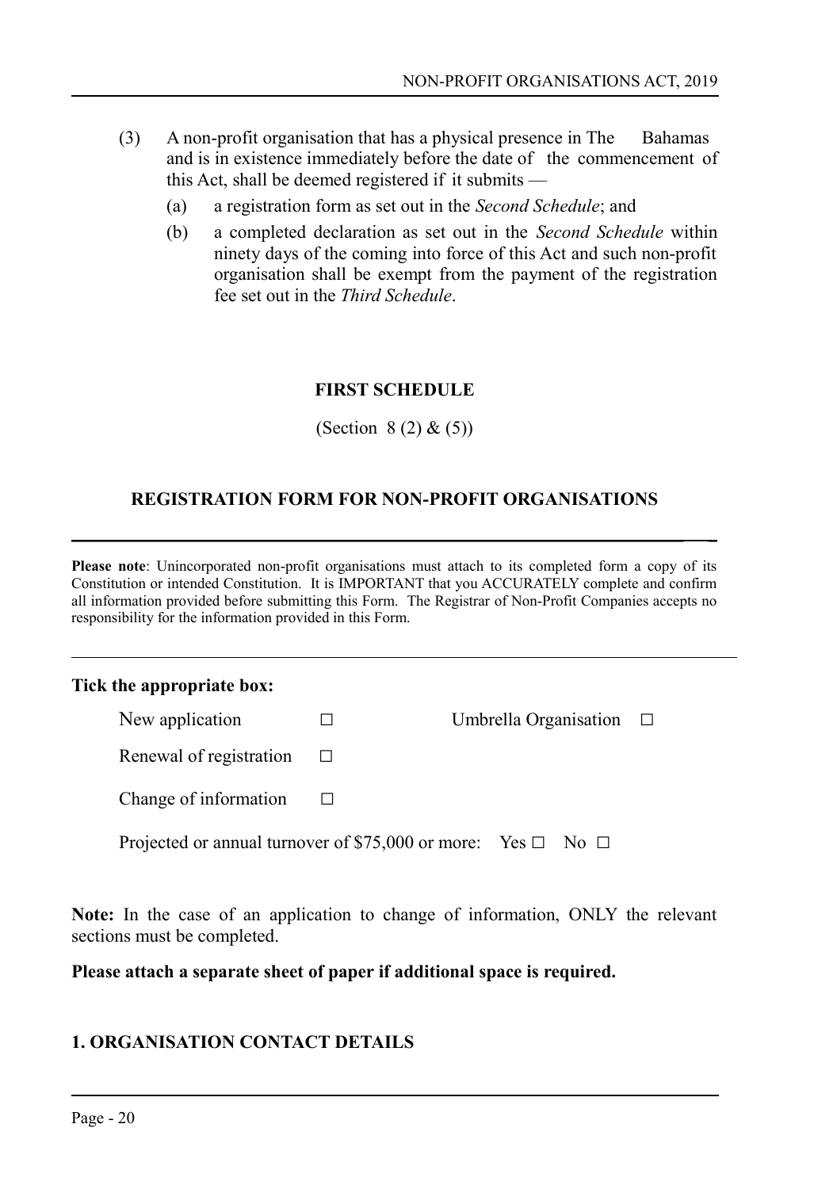(3) A non-profit organisation that has a physical presence in The Bahamas and is in existence immediately before the date of the commencement of this Act, shall be deemed registered if it submits —

(a) a registration form as set out in the *Second Schedule*; and

(b) a completed declaration as set out in the *Second Schedule* within ninety days of the coming into force of this Act and such non-profit organisation shall be exempt from the payment of the registration fee set out in the *Third Schedule*.

## FIRST SCHEDULE

(Section 8 (2) & (5))

## REGISTRATION FORM FOR NON-PROFIT ORGANISATIONS

---

**Please note**: Unincorporated non-profit organisations must attach to its completed form a copy of its Constitution or intended Constitution. It is IMPORTANT that you ACCURATELY complete and confirm all information provided before submitting this Form. The Registrar of Non-Profit Companies accepts no responsibility for the information provided in this Form.

---

**Tick the appropriate box:**

New application ☐ Umbrella Organisation ☐

Renewal of registration ☐

Change of information ☐

Projected or annual turnover of $75,000 or more: Yes ☐ No ☐

**Note:** In the case of an application to change of information, ONLY the relevant sections must be completed.

**Please attach a separate sheet of paper if additional space is required.**

### 1. ORGANISATION CONTACT DETAILS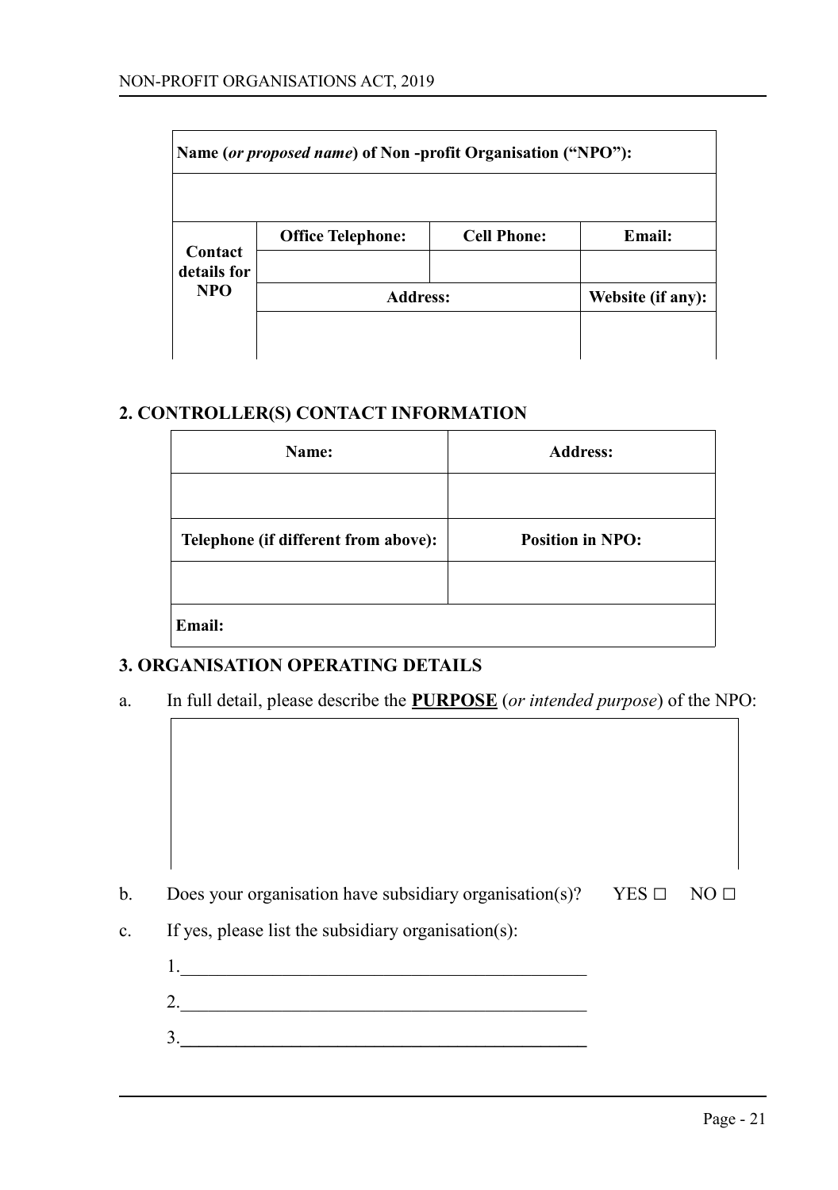| Name (*or proposed name*) of Non -profit Organisation ("NPO"): | | | |
|---|---|---|---|
| | | | |
| **Contact details for NPO** | **Office Telephone:** | **Cell Phone:** | **Email:** |
| | | | |
| | **Address:** | | **Website (if any):** |
| | | | |

## 2. CONTROLLER(S) CONTACT INFORMATION

| Name: | Address: |
|---|---|
| | |
| **Telephone (if different from above):** | **Position in NPO:** |
| | |
| **Email:** | |

## 3. ORGANISATION OPERATING DETAILS

a. In full detail, please describe the **PURPOSE** (*or intended purpose*) of the NPO:

| |
|---|
| |

b. Does your organisation have subsidiary organisation(s)? YES ☐ NO ☐

c. If yes, please list the subsidiary organisation(s):

1.______________________________________________

2.______________________________________________

3.______________________________________________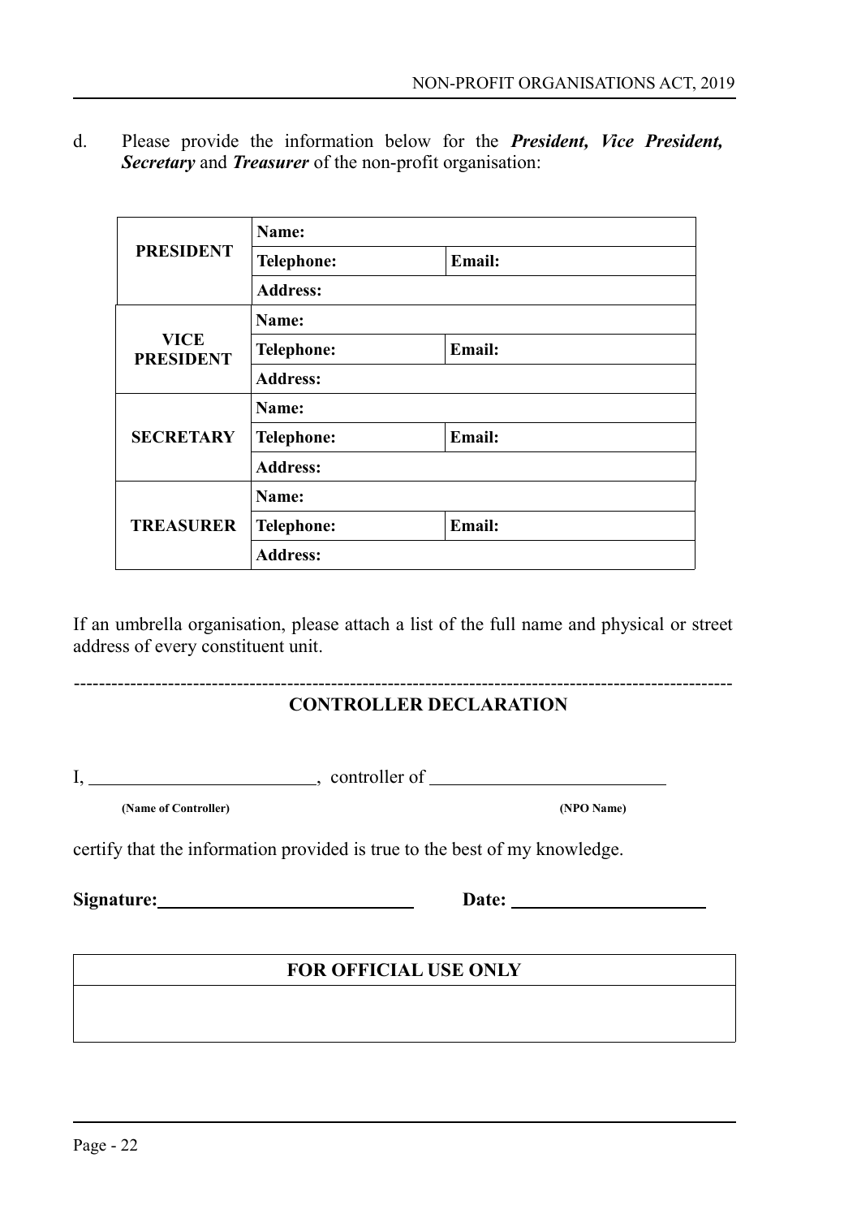d. Please provide the information below for the ***President, Vice President, Secretary*** and ***Treasurer*** of the non-profit organisation:

| | | |
|---|---|---|
| **PRESIDENT** | **Name:** | |
| | **Telephone:** | **Email:** |
| | **Address:** | |
| **VICE PRESIDENT** | **Name:** | |
| | **Telephone:** | **Email:** |
| | **Address:** | |
| **SECRETARY** | **Name:** | |
| | **Telephone:** | **Email:** |
| | **Address:** | |
| **TREASURER** | **Name:** | |
| | **Telephone:** | **Email:** |
| | **Address:** | |

If an umbrella organisation, please attach a list of the full name and physical or street address of every constituent unit.

-----------------------------------------------------------------------------------------------------

**CONTROLLER DECLARATION**

I, ________________________, controller of ________________________

**(Name of Controller)** **(NPO Name)**

certify that the information provided is true to the best of my knowledge.

**Signature:**__________________________ **Date:** ____________________

| **FOR OFFICIAL USE ONLY** |
|---|
| |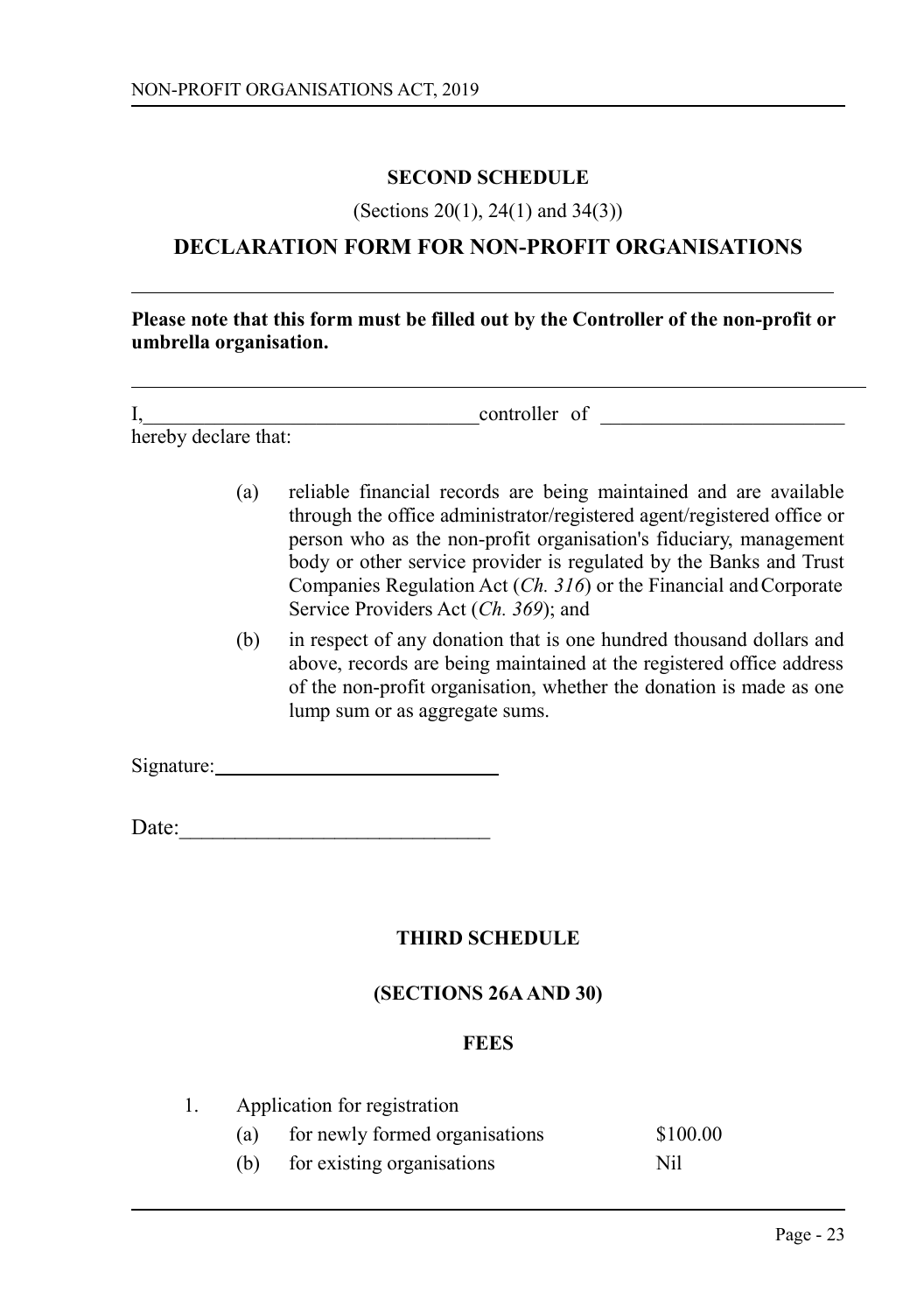## SECOND SCHEDULE

(Sections 20(1), 24(1) and 34(3))

## DECLARATION FORM FOR NON-PROFIT ORGANISATIONS

---

**Please note that this form must be filled out by the Controller of the non-profit or umbrella organisation.**

---

I,________________________________controller of ________________________ hereby declare that:

(a) reliable financial records are being maintained and are available through the office administrator/registered agent/registered office or person who as the non-profit organisation's fiduciary, management body or other service provider is regulated by the Banks and Trust Companies Regulation Act (*Ch. 316*) or the Financial and Corporate Service Providers Act (*Ch. 369*); and

(b) in respect of any donation that is one hundred thousand dollars and above, records are being maintained at the registered office address of the non-profit organisation, whether the donation is made as one lump sum or as aggregate sums.

Signature:____________________________

Date:_____________________________

## THIRD SCHEDULE

**(SECTIONS 26A AND 30)**

**FEES**

1. Application for registration

| | | |
|---|---|---|
| (a) | for newly formed organisations | \$100.00 |
| (b) | for existing organisations | Nil |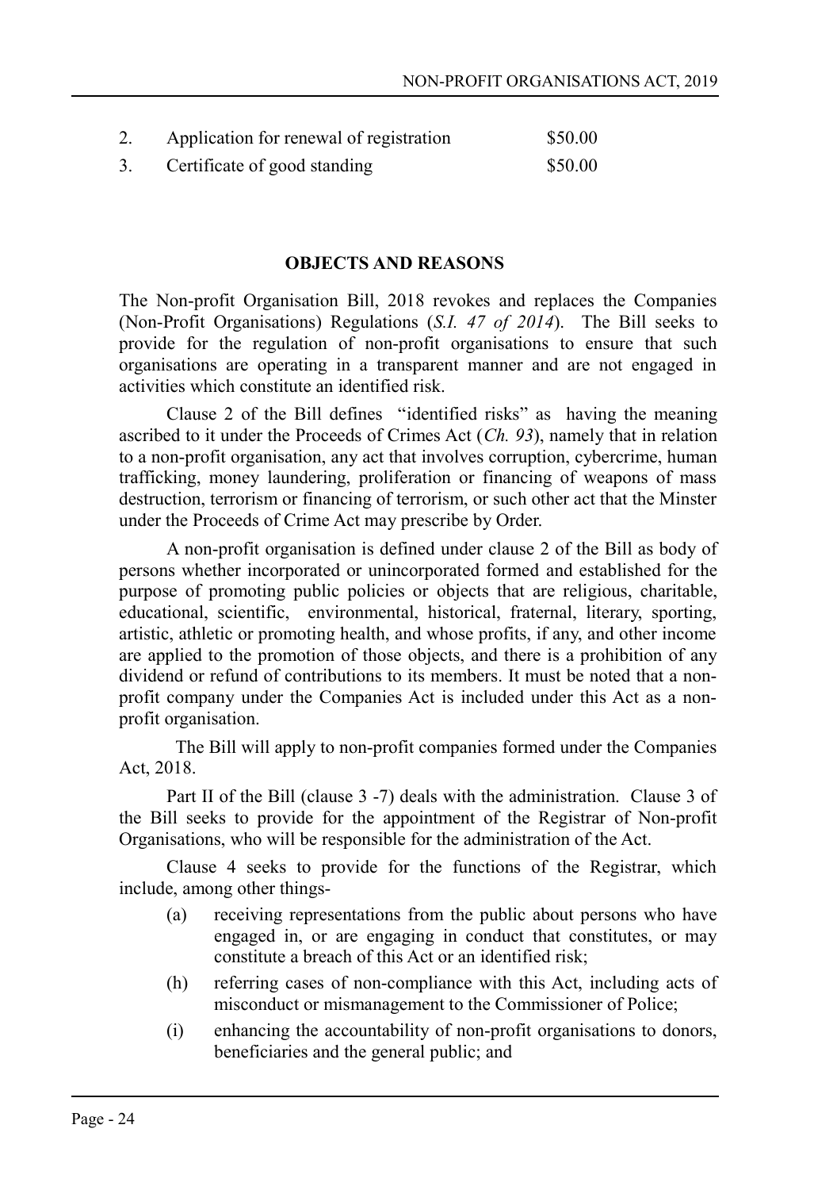| | | |
|---|---|---|
| 2. | Application for renewal of registration | $50.00 |
| 3. | Certificate of good standing | $50.00 |

## OBJECTS AND REASONS

The Non-profit Organisation Bill, 2018 revokes and replaces the Companies (Non-Profit Organisations) Regulations (*S.I. 47 of 2014*). The Bill seeks to provide for the regulation of non-profit organisations to ensure that such organisations are operating in a transparent manner and are not engaged in activities which constitute an identified risk.

Clause 2 of the Bill defines "identified risks" as having the meaning ascribed to it under the Proceeds of Crimes Act (*Ch. 93*), namely that in relation to a non-profit organisation, any act that involves corruption, cybercrime, human trafficking, money laundering, proliferation or financing of weapons of mass destruction, terrorism or financing of terrorism, or such other act that the Minster under the Proceeds of Crime Act may prescribe by Order.

A non-profit organisation is defined under clause 2 of the Bill as body of persons whether incorporated or unincorporated formed and established for the purpose of promoting public policies or objects that are religious, charitable, educational, scientific, environmental, historical, fraternal, literary, sporting, artistic, athletic or promoting health, and whose profits, if any, and other income are applied to the promotion of those objects, and there is a prohibition of any dividend or refund of contributions to its members. It must be noted that a non-profit company under the Companies Act is included under this Act as a non-profit organisation.

The Bill will apply to non-profit companies formed under the Companies Act, 2018.

Part II of the Bill (clause 3 -7) deals with the administration. Clause 3 of the Bill seeks to provide for the appointment of the Registrar of Non-profit Organisations, who will be responsible for the administration of the Act.

Clause 4 seeks to provide for the functions of the Registrar, which include, among other things-

(a) receiving representations from the public about persons who have engaged in, or are engaging in conduct that constitutes, or may constitute a breach of this Act or an identified risk;

(h) referring cases of non-compliance with this Act, including acts of misconduct or mismanagement to the Commissioner of Police;

(i) enhancing the accountability of non-profit organisations to donors, beneficiaries and the general public; and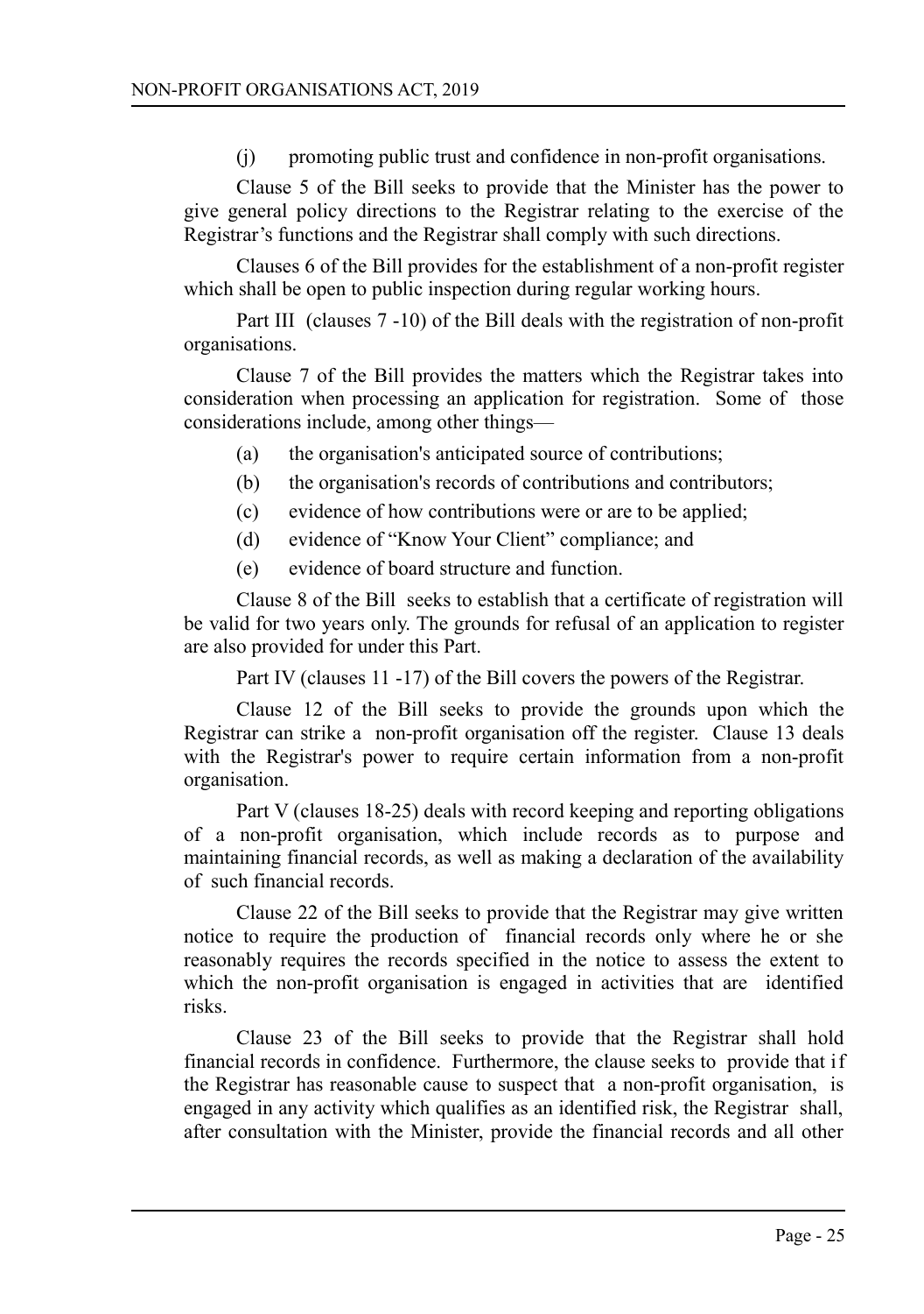(j) promoting public trust and confidence in non-profit organisations.

Clause 5 of the Bill seeks to provide that the Minister has the power to give general policy directions to the Registrar relating to the exercise of the Registrar's functions and the Registrar shall comply with such directions.

Clauses 6 of the Bill provides for the establishment of a non-profit register which shall be open to public inspection during regular working hours.

Part III (clauses 7 -10) of the Bill deals with the registration of non-profit organisations.

Clause 7 of the Bill provides the matters which the Registrar takes into consideration when processing an application for registration. Some of those considerations include, among other things—

(a) the organisation's anticipated source of contributions;

(b) the organisation's records of contributions and contributors;

(c) evidence of how contributions were or are to be applied;

(d) evidence of "Know Your Client" compliance; and

(e) evidence of board structure and function.

Clause 8 of the Bill seeks to establish that a certificate of registration will be valid for two years only. The grounds for refusal of an application to register are also provided for under this Part.

Part IV (clauses 11 -17) of the Bill covers the powers of the Registrar.

Clause 12 of the Bill seeks to provide the grounds upon which the Registrar can strike a non-profit organisation off the register. Clause 13 deals with the Registrar's power to require certain information from a non-profit organisation.

Part V (clauses 18-25) deals with record keeping and reporting obligations of a non-profit organisation, which include records as to purpose and maintaining financial records, as well as making a declaration of the availability of such financial records.

Clause 22 of the Bill seeks to provide that the Registrar may give written notice to require the production of financial records only where he or she reasonably requires the records specified in the notice to assess the extent to which the non-profit organisation is engaged in activities that are identified risks.

Clause 23 of the Bill seeks to provide that the Registrar shall hold financial records in confidence. Furthermore, the clause seeks to provide that if the Registrar has reasonable cause to suspect that a non-profit organisation, is engaged in any activity which qualifies as an identified risk, the Registrar shall, after consultation with the Minister, provide the financial records and all other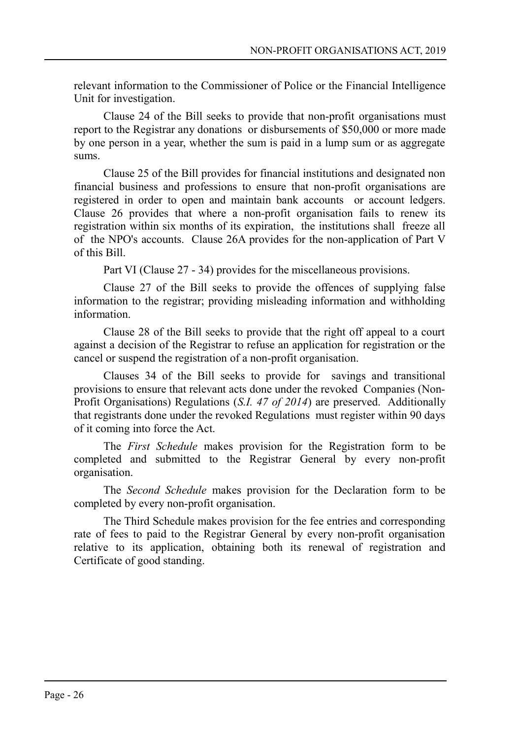relevant information to the Commissioner of Police or the Financial Intelligence Unit for investigation.

Clause 24 of the Bill seeks to provide that non-profit organisations must report to the Registrar any donations or disbursements of $50,000 or more made by one person in a year, whether the sum is paid in a lump sum or as aggregate sums.

Clause 25 of the Bill provides for financial institutions and designated non financial business and professions to ensure that non-profit organisations are registered in order to open and maintain bank accounts or account ledgers. Clause 26 provides that where a non-profit organisation fails to renew its registration within six months of its expiration, the institutions shall freeze all of the NPO's accounts. Clause 26A provides for the non-application of Part V of this Bill.

Part VI (Clause 27 - 34) provides for the miscellaneous provisions.

Clause 27 of the Bill seeks to provide the offences of supplying false information to the registrar; providing misleading information and withholding information.

Clause 28 of the Bill seeks to provide that the right off appeal to a court against a decision of the Registrar to refuse an application for registration or the cancel or suspend the registration of a non-profit organisation.

Clauses 34 of the Bill seeks to provide for savings and transitional provisions to ensure that relevant acts done under the revoked Companies (Non-Profit Organisations) Regulations (*S.I. 47 of 2014*) are preserved. Additionally that registrants done under the revoked Regulations must register within 90 days of it coming into force the Act.

The *First Schedule* makes provision for the Registration form to be completed and submitted to the Registrar General by every non-profit organisation.

The *Second Schedule* makes provision for the Declaration form to be completed by every non-profit organisation.

The Third Schedule makes provision for the fee entries and corresponding rate of fees to paid to the Registrar General by every non-profit organisation relative to its application, obtaining both its renewal of registration and Certificate of good standing.